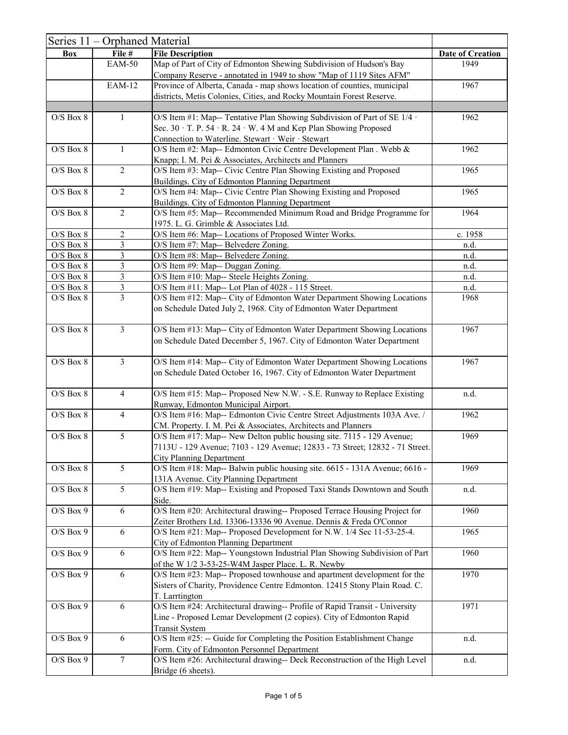| Series 11 – Orphaned Material | | | |
|---|---|---|---|
| **Box** | **File #** | **File Description** | **Date of Creation** |
| | EAM-50 | Map of Part of City of Edmonton Shewing Subdivision of Hudson's Bay Company Reserve - annotated in 1949 to show "Map of 1119 Sites AFM" | 1949 |
| | EAM-12 | Province of Alberta, Canada - map shows location of counties, municipal districts, Metis Colonies, Cities, and Rocky Mountain Forest Reserve. | 1967 |
| | | | |
| O/S Box 8 | 1 | O/S Item #1: Map-- Tentative Plan Showing Subdivision of Part of SE 1/4 · Sec. 30 · T. P. 54 · R. 24 · W. 4 M and Kep Plan Showing Proposed Connection to Waterline. Stewart · Weir · Stewart | 1962 |
| O/S Box 8 | 1 | O/S Item #2: Map-- Edmonton Civic Centre Development Plan . Webb & Knapp; I. M. Pei & Associates, Architects and Planners | 1962 |
| O/S Box 8 | 2 | O/S Item #3: Map-- Civic Centre Plan Showing Existing and Proposed Buildings. City of Edmonton Planning Department | 1965 |
| O/S Box 8 | 2 | O/S Item #4: Map-- Civic Centre Plan Showing Existing and Proposed Buildings. City of Edmonton Planning Department | 1965 |
| O/S Box 8 | 2 | O/S Item #5: Map-- Recommended Minimum Road and Bridge Programme for 1975. L. G. Grimble & Associates Ltd. | 1964 |
| O/S Box 8 | 2 | O/S Item #6: Map-- Locations of Proposed Winter Works. | c. 1958 |
| O/S Box 8 | 3 | O/S Item #7: Map-- Belvedere Zoning. | n.d. |
| O/S Box 8 | 3 | O/S Item #8: Map-- Belvedere Zoning. | n.d. |
| O/S Box 8 | 3 | O/S Item #9: Map-- Duggan Zoning. | n.d. |
| O/S Box 8 | 3 | O/S Item #10: Map-- Steele Heights Zoning. | n.d. |
| O/S Box 8 | 3 | O/S Item #11: Map-- Lot Plan of 4028 - 115 Street. | n.d. |
| O/S Box 8 | 3 | O/S Item #12: Map-- City of Edmonton Water Department Showing Locations on Schedule Dated July 2, 1968. City of Edmonton Water Department | 1968 |
| O/S Box 8 | 3 | O/S Item #13: Map-- City of Edmonton Water Department Showing Locations on Schedule Dated December 5, 1967. City of Edmonton Water Department | 1967 |
| O/S Box 8 | 3 | O/S Item #14: Map-- City of Edmonton Water Department Showing Locations on Schedule Dated October 16, 1967. City of Edmonton Water Department | 1967 |
| O/S Box 8 | 4 | O/S Item #15: Map-- Proposed New N.W. - S.E. Runway to Replace Existing Runway, Edmonton Municipal Airport. | n.d. |
| O/S Box 8 | 4 | O/S Item #16: Map-- Edmonton Civic Centre Street Adjustments 103A Ave. / CM. Property. I. M. Pei & Associates, Architects and Planners | 1962 |
| O/S Box 8 | 5 | O/S Item #17: Map-- New Delton public housing site. 7115 - 129 Avenue; 7113U - 129 Avenue; 7103 - 129 Avenue; 12833 - 73 Street; 12832 - 71 Street. City Planning Department | 1969 |
| O/S Box 8 | 5 | O/S Item #18: Map-- Balwin public housing site. 6615 - 131A Avenue; 6616 - 131A Avenue. City Planning Department | 1969 |
| O/S Box 8 | 5 | O/S Item #19: Map-- Existing and Proposed Taxi Stands Downtown and South Side. | n.d. |
| O/S Box 9 | 6 | O/S Item #20: Architectural drawing-- Proposed Terrace Housing Project for Zeiter Brothers Ltd. 13306-13336 90 Avenue. Dennis & Freda O'Connor | 1960 |
| O/S Box 9 | 6 | O/S Item #21: Map-- Proposed Development for N.W. 1/4 Sec 11-53-25-4. City of Edmonton Planning Department | 1965 |
| O/S Box 9 | 6 | O/S Item #22: Map-- Youngstown Industrial Plan Showing Subdivision of Part of the W 1/2 3-53-25-W4M Jasper Place. L. R. Newby | 1960 |
| O/S Box 9 | 6 | O/S Item #23: Map-- Proposed townhouse and apartment development for the Sisters of Charity, Providence Centre Edmonton. 12415 Stony Plain Road. C. T. Larrtington | 1970 |
| O/S Box 9 | 6 | O/S Item #24: Architectural drawing-- Profile of Rapid Transit - University Line - Proposed Lemar Development (2 copies). City of Edmonton Rapid Transit System | 1971 |
| O/S Box 9 | 6 | O/S Item #25: -- Guide for Completing the Position Establishment Change Form. City of Edmonton Personnel Department | n.d. |
| O/S Box 9 | 7 | O/S Item #26: Architectural drawing-- Deck Reconstruction of the High Level Bridge (6 sheets). | n.d. |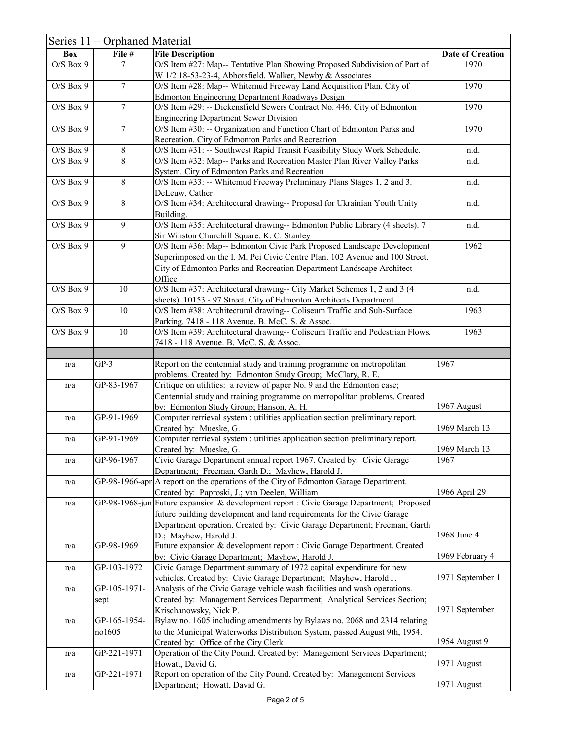| Series 11 – Orphaned Material | | | |
|---|---|---|---|
| **Box** | **File #** | **File Description** | **Date of Creation** |
| O/S Box 9 | 7 | O/S Item #27: Map-- Tentative Plan Showing Proposed Subdivision of Part of W 1/2 18-53-23-4, Abbotsfield. Walker, Newby & Associates | 1970 |
| O/S Box 9 | 7 | O/S Item #28: Map-- Whitemud Freeway Land Acquisition Plan. City of Edmonton Engineering Department Roadways Design | 1970 |
| O/S Box 9 | 7 | O/S Item #29: -- Dickensfield Sewers Contract No. 446. City of Edmonton Engineering Department Sewer Division | 1970 |
| O/S Box 9 | 7 | O/S Item #30: -- Organization and Function Chart of Edmonton Parks and Recreation. City of Edmonton Parks and Recreation | 1970 |
| O/S Box 9 | 8 | O/S Item #31: -- Southwest Rapid Transit Feasibility Study Work Schedule. | n.d. |
| O/S Box 9 | 8 | O/S Item #32: Map-- Parks and Recreation Master Plan River Valley Parks System. City of Edmonton Parks and Recreation | n.d. |
| O/S Box 9 | 8 | O/S Item #33: -- Whitemud Freeway Preliminary Plans Stages 1, 2 and 3. DeLeuw, Cather | n.d. |
| O/S Box 9 | 8 | O/S Item #34: Architectural drawing-- Proposal for Ukrainian Youth Unity Building. | n.d. |
| O/S Box 9 | 9 | O/S Item #35: Architectural drawing-- Edmonton Public Library (4 sheets). 7 Sir Winston Churchill Square. K. C. Stanley | n.d. |
| O/S Box 9 | 9 | O/S Item #36: Map-- Edmonton Civic Park Proposed Landscape Development Superimposed on the I. M. Pei Civic Centre Plan. 102 Avenue and 100 Street. City of Edmonton Parks and Recreation Department Landscape Architect Office | 1962 |
| O/S Box 9 | 10 | O/S Item #37: Architectural drawing-- City Market Schemes 1, 2 and 3 (4 sheets). 10153 - 97 Street. City of Edmonton Architects Department | n.d. |
| O/S Box 9 | 10 | O/S Item #38: Architectural drawing-- Coliseum Traffic and Sub-Surface Parking. 7418 - 118 Avenue. B. McC. S. & Assoc. | 1963 |
| O/S Box 9 | 10 | O/S Item #39: Architectural drawing-- Coliseum Traffic and Pedestrian Flows. 7418 - 118 Avenue. B. McC. S. & Assoc. | 1963 |
| | | | |
| n/a | GP-3 | Report on the centennial study and training programme on metropolitan problems. Created by: Edmonton Study Group; McClary, R. E. | 1967 |
| n/a | GP-83-1967 | Critique on utilities: a review of paper No. 9 and the Edmonton case; Centennial study and training programme on metropolitan problems. Created by: Edmonton Study Group; Hanson, A. H. | 1967 August |
| n/a | GP-91-1969 | Computer retrieval system : utilities application section preliminary report. Created by: Mueske, G. | 1969 March 13 |
| n/a | GP-91-1969 | Computer retrieval system : utilities application section preliminary report. Created by: Mueske, G. | 1969 March 13 |
| n/a | GP-96-1967 | Civic Garage Department annual report 1967. Created by: Civic Garage Department; Freeman, Garth D.; Mayhew, Harold J. | 1967 |
| n/a | GP-98-1966-apr | A report on the operations of the City of Edmonton Garage Department. Created by: Paproski, J.; van Deelen, William | 1966 April 29 |
| n/a | GP-98-1968-jun | Future expansion & development report : Civic Garage Department; Proposed future building development and land requirements for the Civic Garage Department operation. Created by: Civic Garage Department; Freeman, Garth D.; Mayhew, Harold J. | 1968 June 4 |
| n/a | GP-98-1969 | Future expansion & development report : Civic Garage Department. Created by: Civic Garage Department; Mayhew, Harold J. | 1969 February 4 |
| n/a | GP-103-1972 | Civic Garage Department summary of 1972 capital expenditure for new vehicles. Created by: Civic Garage Department; Mayhew, Harold J. | 1971 September 1 |
| n/a | GP-105-1971-sept | Analysis of the Civic Garage vehicle wash facilities and wash operations. Created by: Management Services Department; Analytical Services Section; Krischanowsky, Nick P. | 1971 September |
| n/a | GP-165-1954-no1605 | Bylaw no. 1605 including amendments by Bylaws no. 2068 and 2314 relating to the Municipal Waterworks Distribution System, passed August 9th, 1954. Created by: Office of the City Clerk | 1954 August 9 |
| n/a | GP-221-1971 | Operation of the City Pound. Created by: Management Services Department; Howatt, David G. | 1971 August |
| n/a | GP-221-1971 | Report on operation of the City Pound. Created by: Management Services Department; Howatt, David G. | 1971 August |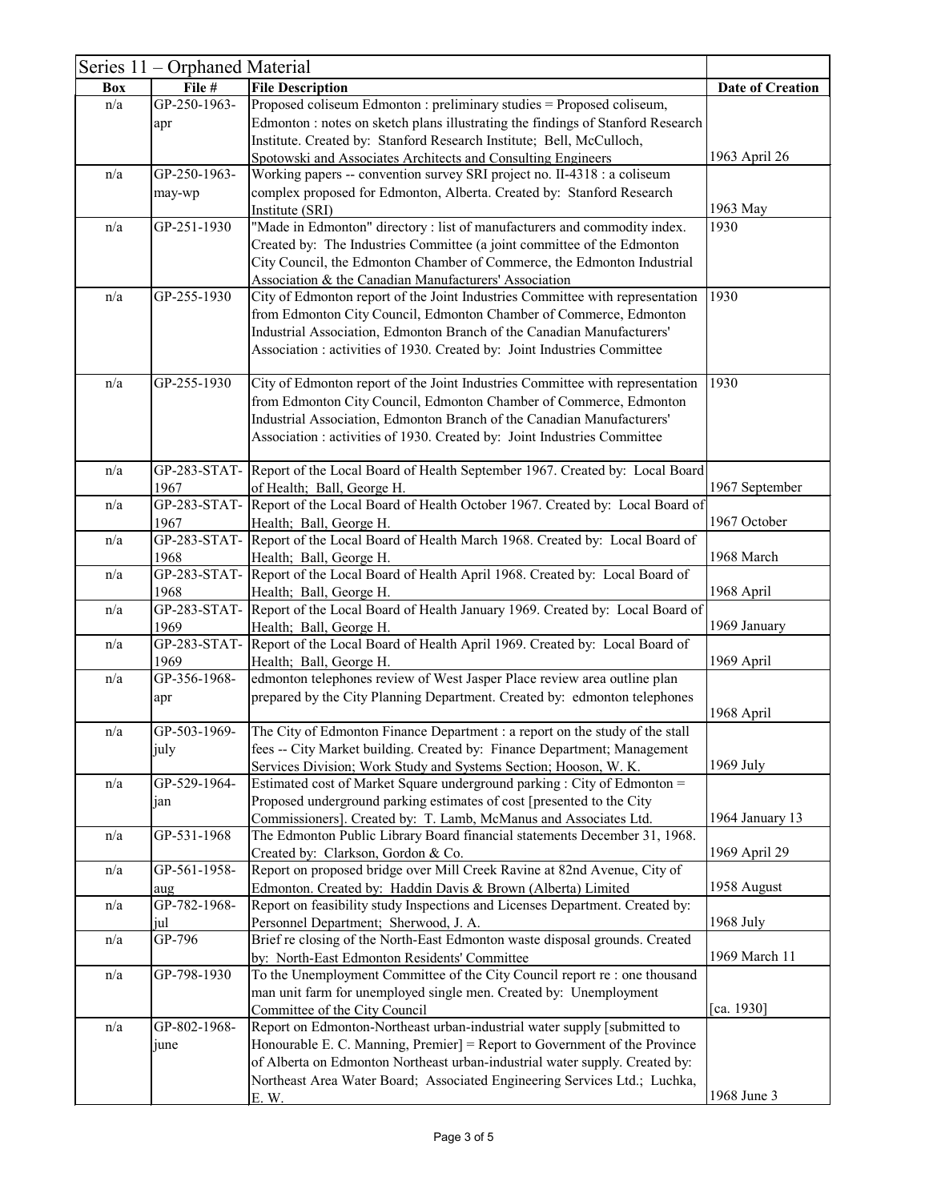| Series 11 – Orphaned Material | | | |
|---|---|---|---|
| **Box** | **File #** | **File Description** | **Date of Creation** |
| n/a | GP-250-1963-apr | Proposed coliseum Edmonton : preliminary studies = Proposed coliseum, Edmonton : notes on sketch plans illustrating the findings of Stanford Research Institute. Created by: Stanford Research Institute; Bell, McCulloch, Spotowski and Associates Architects and Consulting Engineers | 1963 April 26 |
| n/a | GP-250-1963-may-wp | Working papers -- convention survey SRI project no. II-4318 : a coliseum complex proposed for Edmonton, Alberta. Created by: Stanford Research Institute (SRI) | 1963 May |
| n/a | GP-251-1930 | "Made in Edmonton" directory : list of manufacturers and commodity index. Created by: The Industries Committee (a joint committee of the Edmonton City Council, the Edmonton Chamber of Commerce, the Edmonton Industrial Association & the Canadian Manufacturers' Association | 1930 |
| n/a | GP-255-1930 | City of Edmonton report of the Joint Industries Committee with representation from Edmonton City Council, Edmonton Chamber of Commerce, Edmonton Industrial Association, Edmonton Branch of the Canadian Manufacturers' Association : activities of 1930. Created by: Joint Industries Committee | 1930 |
| n/a | GP-255-1930 | City of Edmonton report of the Joint Industries Committee with representation from Edmonton City Council, Edmonton Chamber of Commerce, Edmonton Industrial Association, Edmonton Branch of the Canadian Manufacturers' Association : activities of 1930. Created by: Joint Industries Committee | 1930 |
| n/a | GP-283-STAT-1967 | Report of the Local Board of Health September 1967. Created by: Local Board of Health; Ball, George H. | 1967 September |
| n/a | GP-283-STAT-1967 | Report of the Local Board of Health October 1967. Created by: Local Board of Health; Ball, George H. | 1967 October |
| n/a | GP-283-STAT-1968 | Report of the Local Board of Health March 1968. Created by: Local Board of Health; Ball, George H. | 1968 March |
| n/a | GP-283-STAT-1968 | Report of the Local Board of Health April 1968. Created by: Local Board of Health; Ball, George H. | 1968 April |
| n/a | GP-283-STAT-1969 | Report of the Local Board of Health January 1969. Created by: Local Board of Health; Ball, George H. | 1969 January |
| n/a | GP-283-STAT-1969 | Report of the Local Board of Health April 1969. Created by: Local Board of Health; Ball, George H. | 1969 April |
| n/a | GP-356-1968-apr | edmonton telephones review of West Jasper Place review area outline plan prepared by the City Planning Department. Created by: edmonton telephones | 1968 April |
| n/a | GP-503-1969-july | The City of Edmonton Finance Department : a report on the study of the stall fees -- City Market building. Created by: Finance Department; Management Services Division; Work Study and Systems Section; Hooson, W. K. | 1969 July |
| n/a | GP-529-1964-jan | Estimated cost of Market Square underground parking : City of Edmonton = Proposed underground parking estimates of cost [presented to the City Commissioners]. Created by: T. Lamb, McManus and Associates Ltd. | 1964 January 13 |
| n/a | GP-531-1968 | The Edmonton Public Library Board financial statements December 31, 1968. Created by: Clarkson, Gordon & Co. | 1969 April 29 |
| n/a | GP-561-1958-aug | Report on proposed bridge over Mill Creek Ravine at 82nd Avenue, City of Edmonton. Created by: Haddin Davis & Brown (Alberta) Limited | 1958 August |
| n/a | GP-782-1968-jul | Report on feasibility study Inspections and Licenses Department. Created by: Personnel Department; Sherwood, J. A. | 1968 July |
| n/a | GP-796 | Brief re closing of the North-East Edmonton waste disposal grounds. Created by: North-East Edmonton Residents' Committee | 1969 March 11 |
| n/a | GP-798-1930 | To the Unemployment Committee of the City Council report re : one thousand man unit farm for unemployed single men. Created by: Unemployment Committee of the City Council | [ca. 1930] |
| n/a | GP-802-1968-june | Report on Edmonton-Northeast urban-industrial water supply [submitted to Honourable E. C. Manning, Premier] = Report to Government of the Province of Alberta on Edmonton Northeast urban-industrial water supply. Created by: Northeast Area Water Board; Associated Engineering Services Ltd.; Luchka, E. W. | 1968 June 3 |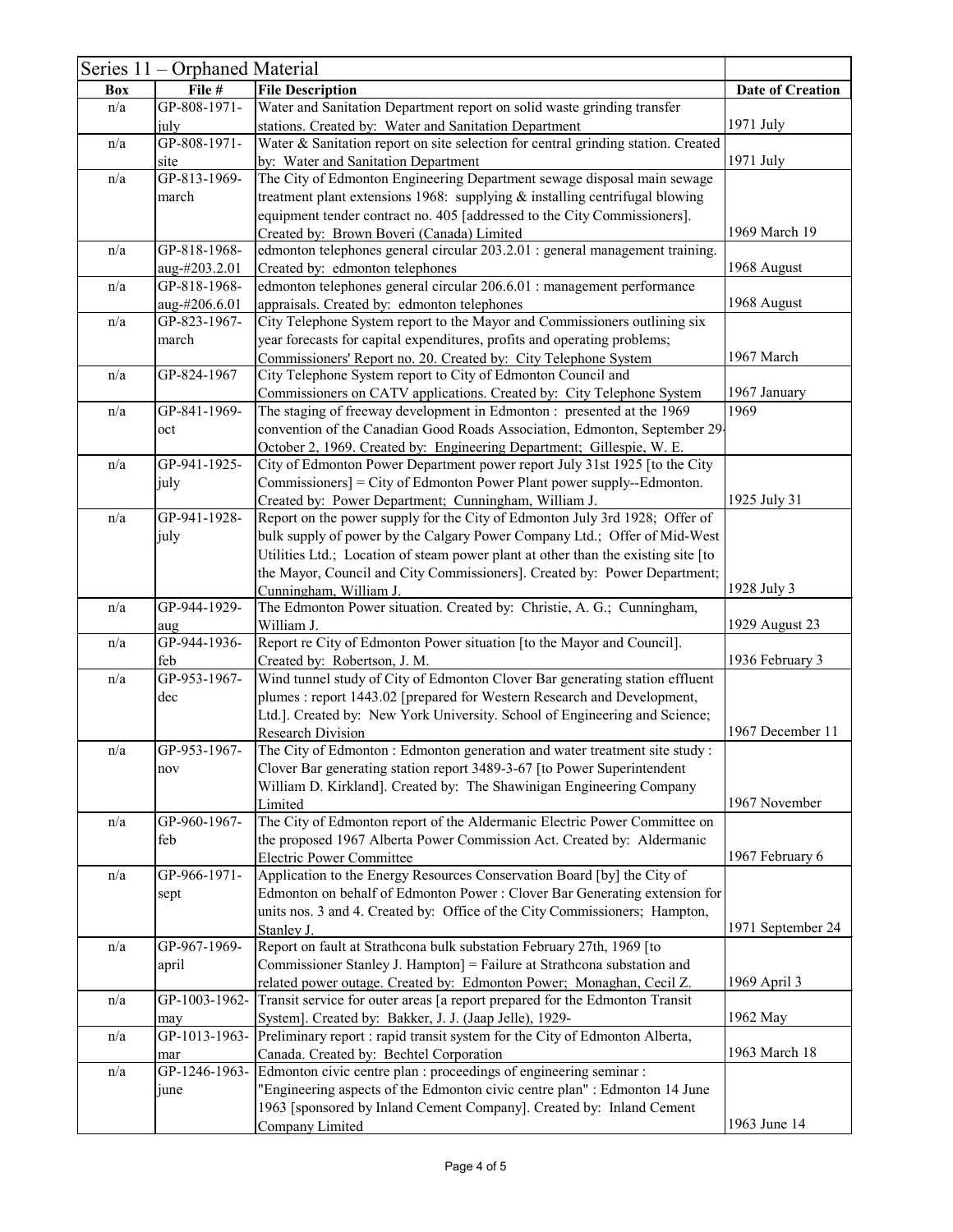| Series 11 – Orphaned Material | | | |
|---|---|---|---|
| **Box** | **File #** | **File Description** | **Date of Creation** |
| n/a | GP-808-1971-july | Water and Sanitation Department report on solid waste grinding transfer stations. Created by: Water and Sanitation Department | 1971 July |
| n/a | GP-808-1971-site | Water & Sanitation report on site selection for central grinding station. Created by: Water and Sanitation Department | 1971 July |
| n/a | GP-813-1969-march | The City of Edmonton Engineering Department sewage disposal main sewage treatment plant extensions 1968: supplying & installing centrifugal blowing equipment tender contract no. 405 [addressed to the City Commissioners]. Created by: Brown Boveri (Canada) Limited | 1969 March 19 |
| n/a | GP-818-1968-aug-#203.2.01 | edmonton telephones general circular 203.2.01 : general management training. Created by: edmonton telephones | 1968 August |
| n/a | GP-818-1968-aug-#206.6.01 | edmonton telephones general circular 206.6.01 : management performance appraisals. Created by: edmonton telephones | 1968 August |
| n/a | GP-823-1967-march | City Telephone System report to the Mayor and Commissioners outlining six year forecasts for capital expenditures, profits and operating problems; Commissioners' Report no. 20. Created by: City Telephone System | 1967 March |
| n/a | GP-824-1967 | City Telephone System report to City of Edmonton Council and Commissioners on CATV applications. Created by: City Telephone System | 1967 January |
| n/a | GP-841-1969-oct | The staging of freeway development in Edmonton : presented at the 1969 convention of the Canadian Good Roads Association, Edmonton, September 29-October 2, 1969. Created by: Engineering Department; Gillespie, W. E. | 1969 |
| n/a | GP-941-1925-july | City of Edmonton Power Department power report July 31st 1925 [to the City Commissioners] = City of Edmonton Power Plant power supply--Edmonton. Created by: Power Department; Cunningham, William J. | 1925 July 31 |
| n/a | GP-941-1928-july | Report on the power supply for the City of Edmonton July 3rd 1928; Offer of bulk supply of power by the Calgary Power Company Ltd.; Offer of Mid-West Utilities Ltd.; Location of steam power plant at other than the existing site [to the Mayor, Council and City Commissioners]. Created by: Power Department; Cunningham, William J. | 1928 July 3 |
| n/a | GP-944-1929-aug | The Edmonton Power situation. Created by: Christie, A. G.; Cunningham, William J. | 1929 August 23 |
| n/a | GP-944-1936-feb | Report re City of Edmonton Power situation [to the Mayor and Council]. Created by: Robertson, J. M. | 1936 February 3 |
| n/a | GP-953-1967-dec | Wind tunnel study of City of Edmonton Clover Bar generating station effluent plumes : report 1443.02 [prepared for Western Research and Development, Ltd.]. Created by: New York University. School of Engineering and Science; Research Division | 1967 December 11 |
| n/a | GP-953-1967-nov | The City of Edmonton : Edmonton generation and water treatment site study : Clover Bar generating station report 3489-3-67 [to Power Superintendent William D. Kirkland]. Created by: The Shawinigan Engineering Company Limited | 1967 November |
| n/a | GP-960-1967-feb | The City of Edmonton report of the Aldermanic Electric Power Committee on the proposed 1967 Alberta Power Commission Act. Created by: Aldermanic Electric Power Committee | 1967 February 6 |
| n/a | GP-966-1971-sept | Application to the Energy Resources Conservation Board [by] the City of Edmonton on behalf of Edmonton Power : Clover Bar Generating extension for units nos. 3 and 4. Created by: Office of the City Commissioners; Hampton, Stanley J. | 1971 September 24 |
| n/a | GP-967-1969-april | Report on fault at Strathcona bulk substation February 27th, 1969 [to Commissioner Stanley J. Hampton] = Failure at Strathcona substation and related power outage. Created by: Edmonton Power; Monaghan, Cecil Z. | 1969 April 3 |
| n/a | GP-1003-1962-may | Transit service for outer areas [a report prepared for the Edmonton Transit System]. Created by: Bakker, J. J. (Jaap Jelle), 1929- | 1962 May |
| n/a | GP-1013-1963-mar | Preliminary report : rapid transit system for the City of Edmonton Alberta, Canada. Created by: Bechtel Corporation | 1963 March 18 |
| n/a | GP-1246-1963-june | Edmonton civic centre plan : proceedings of engineering seminar : "Engineering aspects of the Edmonton civic centre plan" : Edmonton 14 June 1963 [sponsored by Inland Cement Company]. Created by: Inland Cement Company Limited | 1963 June 14 |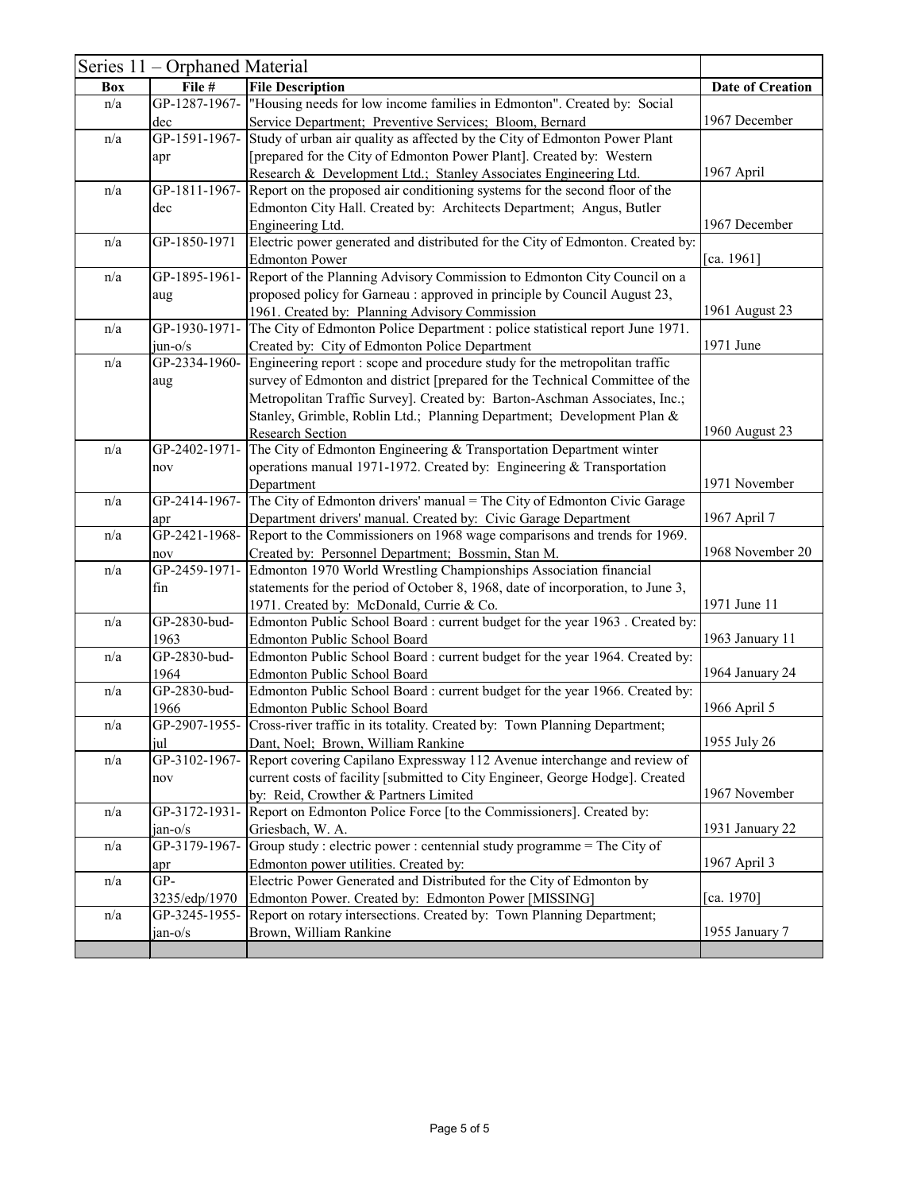| Series 11 – Orphaned Material | | | |
|---|---|---|---|
| **Box** | **File #** | **File Description** | **Date of Creation** |
| n/a | GP-1287-1967-dec | "Housing needs for low income families in Edmonton". Created by: Social Service Department; Preventive Services; Bloom, Bernard | 1967 December |
| n/a | GP-1591-1967-apr | Study of urban air quality as affected by the City of Edmonton Power Plant [prepared for the City of Edmonton Power Plant]. Created by: Western Research & Development Ltd.; Stanley Associates Engineering Ltd. | 1967 April |
| n/a | GP-1811-1967-dec | Report on the proposed air conditioning systems for the second floor of the Edmonton City Hall. Created by: Architects Department; Angus, Butler Engineering Ltd. | 1967 December |
| n/a | GP-1850-1971 | Electric power generated and distributed for the City of Edmonton. Created by: Edmonton Power | [ca. 1961] |
| n/a | GP-1895-1961-aug | Report of the Planning Advisory Commission to Edmonton City Council on a proposed policy for Garneau : approved in principle by Council August 23, 1961. Created by: Planning Advisory Commission | 1961 August 23 |
| n/a | GP-1930-1971-jun-o/s | The City of Edmonton Police Department : police statistical report June 1971. Created by: City of Edmonton Police Department | 1971 June |
| n/a | GP-2334-1960-aug | Engineering report : scope and procedure study for the metropolitan traffic survey of Edmonton and district [prepared for the Technical Committee of the Metropolitan Traffic Survey]. Created by: Barton-Aschman Associates, Inc.; Stanley, Grimble, Roblin Ltd.; Planning Department; Development Plan & Research Section | 1960 August 23 |
| n/a | GP-2402-1971-nov | The City of Edmonton Engineering & Transportation Department winter operations manual 1971-1972. Created by: Engineering & Transportation Department | 1971 November |
| n/a | GP-2414-1967-apr | The City of Edmonton drivers' manual = The City of Edmonton Civic Garage Department drivers' manual. Created by: Civic Garage Department | 1967 April 7 |
| n/a | GP-2421-1968-nov | Report to the Commissioners on 1968 wage comparisons and trends for 1969. Created by: Personnel Department; Bossmin, Stan M. | 1968 November 20 |
| n/a | GP-2459-1971-fin | Edmonton 1970 World Wrestling Championships Association financial statements for the period of October 8, 1968, date of incorporation, to June 3, 1971. Created by: McDonald, Currie & Co. | 1971 June 11 |
| n/a | GP-2830-bud-1963 | Edmonton Public School Board : current budget for the year 1963 . Created by: Edmonton Public School Board | 1963 January 11 |
| n/a | GP-2830-bud-1964 | Edmonton Public School Board : current budget for the year 1964. Created by: Edmonton Public School Board | 1964 January 24 |
| n/a | GP-2830-bud-1966 | Edmonton Public School Board : current budget for the year 1966. Created by: Edmonton Public School Board | 1966 April 5 |
| n/a | GP-2907-1955-jul | Cross-river traffic in its totality. Created by: Town Planning Department; Dant, Noel; Brown, William Rankine | 1955 July 26 |
| n/a | GP-3102-1967-nov | Report covering Capilano Expressway 112 Avenue interchange and review of current costs of facility [submitted to City Engineer, George Hodge]. Created by: Reid, Crowther & Partners Limited | 1967 November |
| n/a | GP-3172-1931-jan-o/s | Report on Edmonton Police Force [to the Commissioners]. Created by: Griesbach, W. A. | 1931 January 22 |
| n/a | GP-3179-1967-apr | Group study : electric power : centennial study programme = The City of Edmonton power utilities. Created by: | 1967 April 3 |
| n/a | GP-3235/edp/1970 | Electric Power Generated and Distributed for the City of Edmonton by Edmonton Power. Created by: Edmonton Power [MISSING] | [ca. 1970] |
| n/a | GP-3245-1955-jan-o/s | Report on rotary intersections. Created by: Town Planning Department; Brown, William Rankine | 1955 January 7 |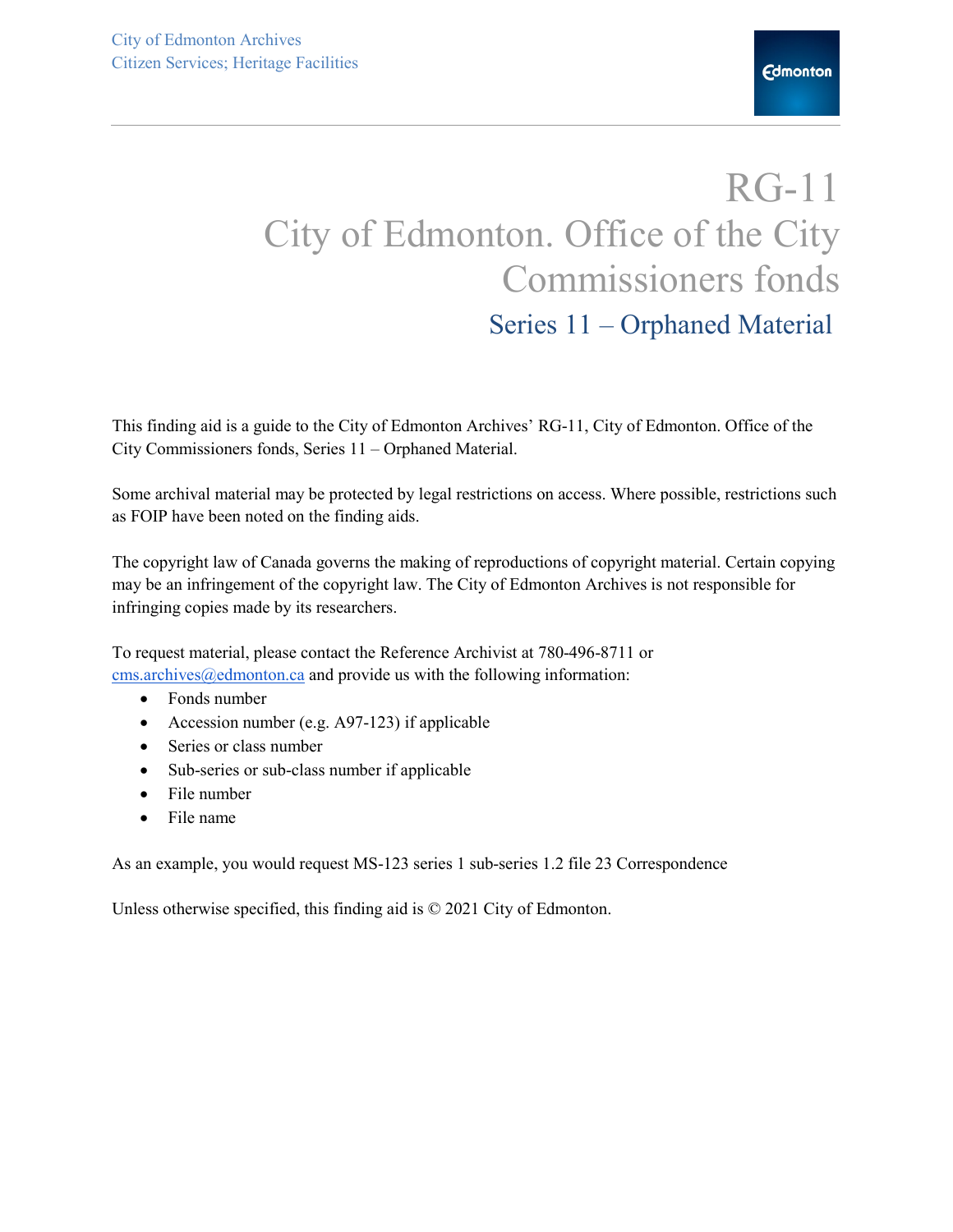City of Edmonton Archives
Citizen Services; Heritage Facilities

# RG-11
# City of Edmonton. Office of the City Commissioners fonds
## Series 11 – Orphaned Material

This finding aid is a guide to the City of Edmonton Archives' RG-11, City of Edmonton. Office of the City Commissioners fonds, Series 11 – Orphaned Material.

Some archival material may be protected by legal restrictions on access. Where possible, restrictions such as FOIP have been noted on the finding aids.

The copyright law of Canada governs the making of reproductions of copyright material. Certain copying may be an infringement of the copyright law. The City of Edmonton Archives is not responsible for infringing copies made by its researchers.

To request material, please contact the Reference Archivist at 780-496-8711 or cms.archives@edmonton.ca and provide us with the following information:

- Fonds number
- Accession number (e.g. A97-123) if applicable
- Series or class number
- Sub-series or sub-class number if applicable
- File number
- File name

As an example, you would request MS-123 series 1 sub-series 1.2 file 23 Correspondence

Unless otherwise specified, this finding aid is © 2021 City of Edmonton.